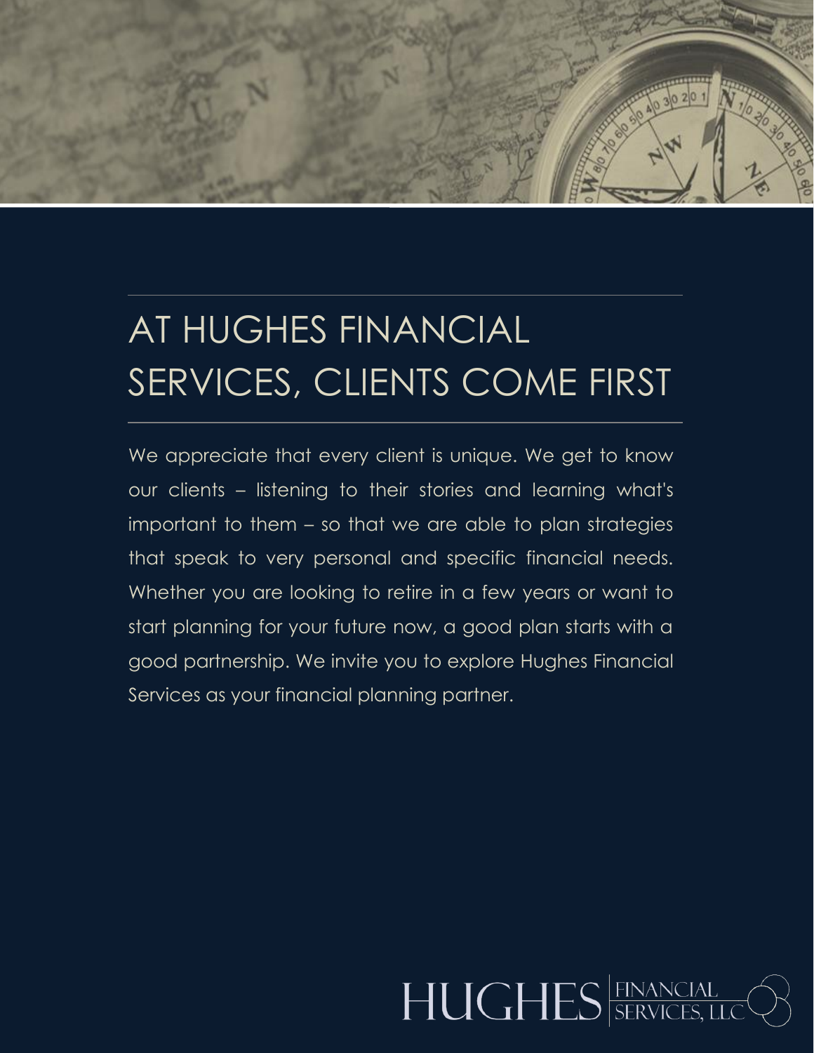# AT HUGHES FINANCIAL SERVICES, CLIENTS COME FIRST

We appreciate that every client is unique. We get to know our clients – listening to their stories and learning what's important to them – so that we are able to plan strategies that speak to very personal and specific financial needs. Whether you are looking to retire in a few years or want to start planning for your future now, a good plan starts with a good partnership. We invite you to explore Hughes Financial Services as your financial planning partner.

HUGHES FINANCIAL SERVICES, LLC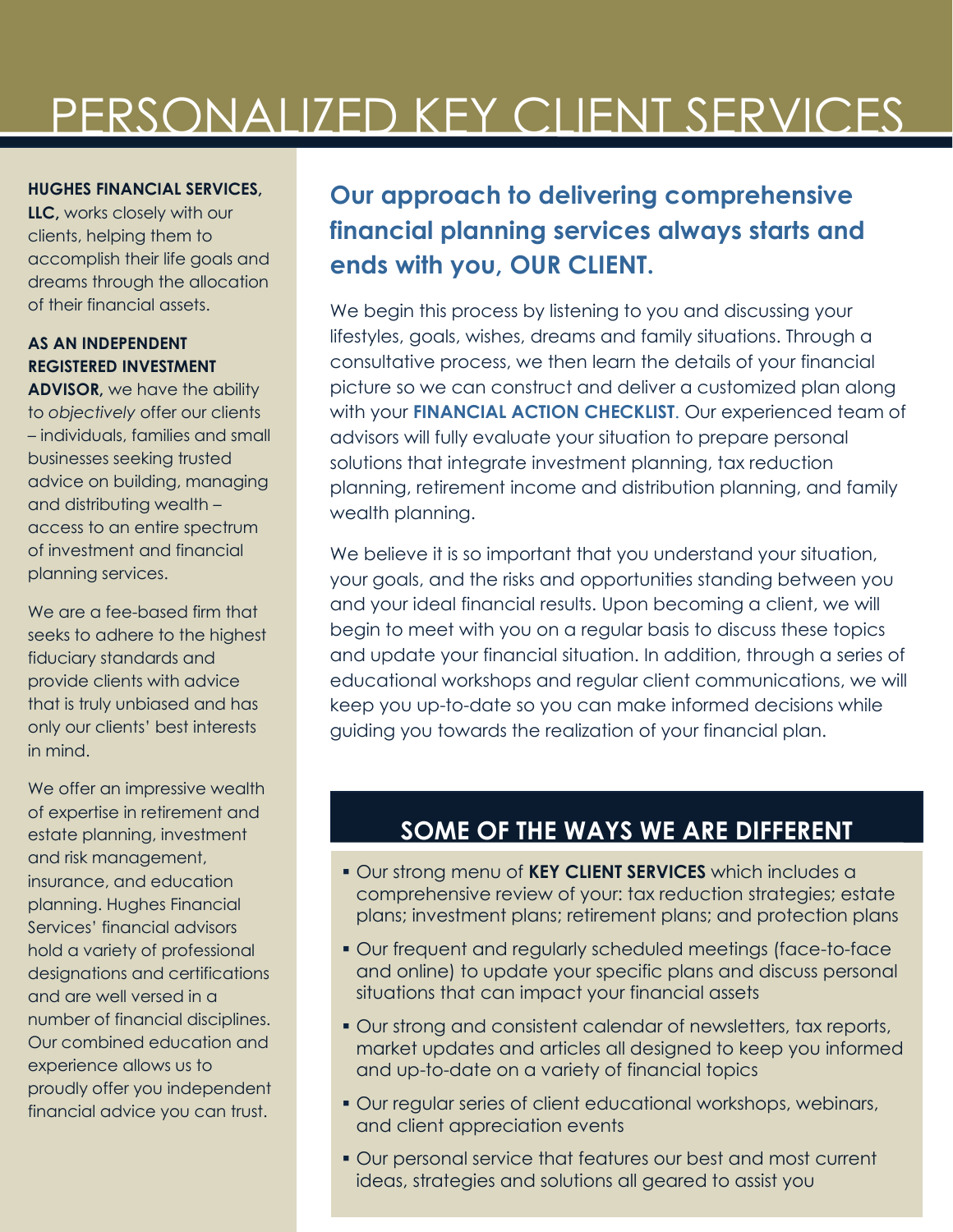# PERSONALIZED KEY CLIENT SERVICES

**HUGHES FINANCIAL SERVICES, LLC,** works closely with our clients, helping them to accomplish their life goals and dreams through the allocation of their financial assets.

**AS AN INDEPENDENT REGISTERED INVESTMENT ADVISOR,** we have the ability to *objectively* offer our clients – individuals, families and small businesses seeking trusted advice on building, managing and distributing wealth – access to an entire spectrum of investment and financial planning services.

We are a fee-based firm that seeks to adhere to the highest fiduciary standards and provide clients with advice that is truly unbiased and has only our clients' best interests in mind.

We offer an impressive wealth of expertise in retirement and estate planning, investment and risk management, insurance, and education planning. Hughes Financial Services' financial advisors hold a variety of professional designations and certifications and are well versed in a number of financial disciplines. Our combined education and experience allows us to proudly offer you independent financial advice you can trust.

## Our approach to delivering comprehensive financial planning services always starts and ends with you, OUR CLIENT.

We begin this process by listening to you and discussing your lifestyles, goals, wishes, dreams and family situations. Through a consultative process, we then learn the details of your financial picture so we can construct and deliver a customized plan along with your **FINANCIAL ACTION CHECKLIST**. Our experienced team of advisors will fully evaluate your situation to prepare personal solutions that integrate investment planning, tax reduction planning, retirement income and distribution planning, and family wealth planning.

We believe it is so important that you understand your situation, your goals, and the risks and opportunities standing between you and your ideal financial results. Upon becoming a client, we will begin to meet with you on a regular basis to discuss these topics and update your financial situation. In addition, through a series of educational workshops and regular client communications, we will keep you up-to-date so you can make informed decisions while guiding you towards the realization of your financial plan.

## SOME OF THE WAYS WE ARE DIFFERENT

- Our strong menu of **KEY CLIENT SERVICES** which includes a comprehensive review of your: tax reduction strategies; estate plans; investment plans; retirement plans; and protection plans
- Our frequent and regularly scheduled meetings (face-to-face and online) to update your specific plans and discuss personal situations that can impact your financial assets
- Our strong and consistent calendar of newsletters, tax reports, market updates and articles all designed to keep you informed and up-to-date on a variety of financial topics
- Our regular series of client educational workshops, webinars, and client appreciation events
- Our personal service that features our best and most current ideas, strategies and solutions all geared to assist you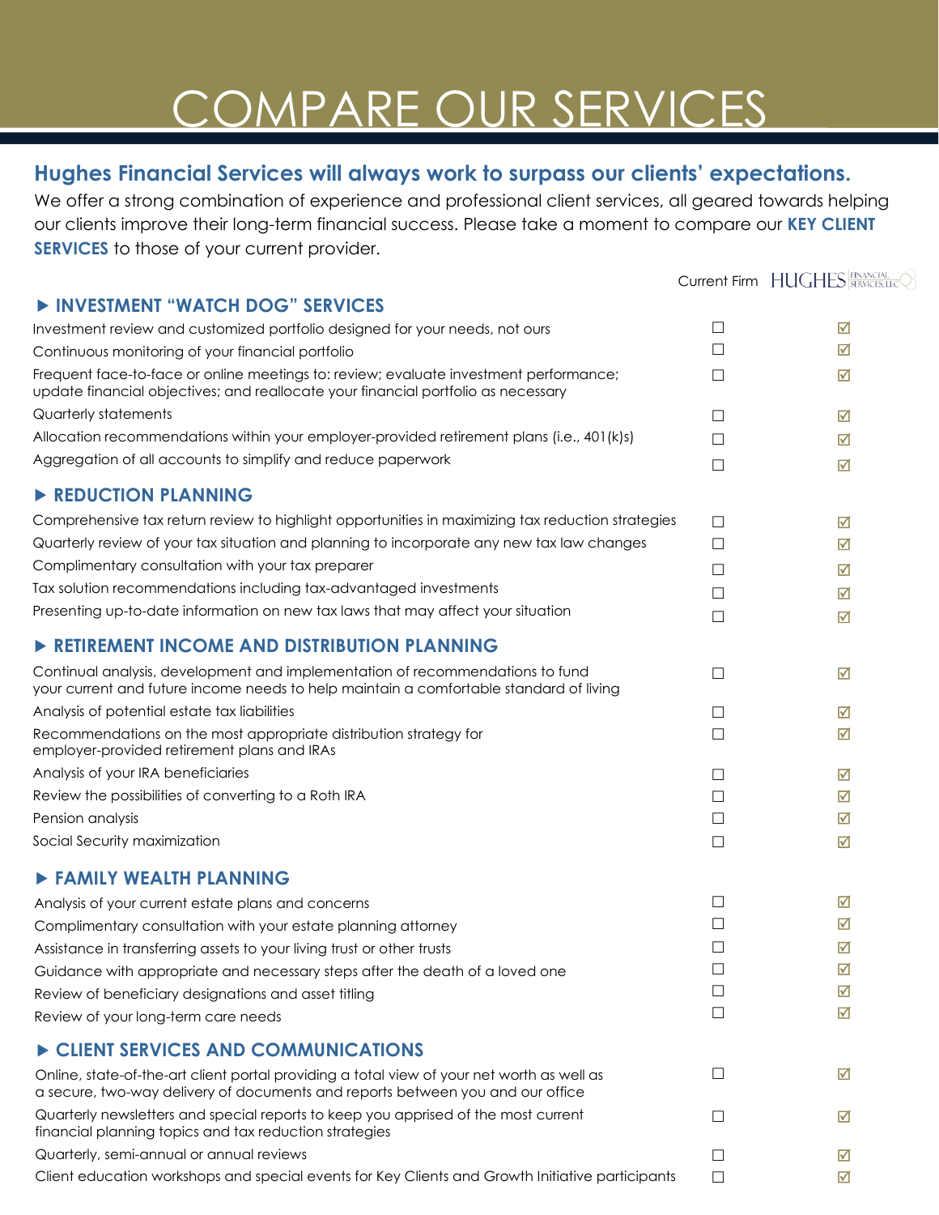# COMPARE OUR SERVICES

## Hughes Financial Services will always work to surpass our clients' expectations.

We offer a strong combination of experience and professional client services, all geared towards helping our clients improve their long-term financial success. Please take a moment to compare our **KEY CLIENT SERVICES** to those of your current provider.

| | Current Firm | HUGHES FINANCIAL SERVICES, LLC |
|---|---|---|
| **▶ INVESTMENT "WATCH DOG" SERVICES** | | |
| Investment review and customized portfolio designed for your needs, not ours | ☐ | ☑ |
| Continuous monitoring of your financial portfolio | ☐ | ☑ |
| Frequent face-to-face or online meetings to: review; evaluate investment performance; update financial objectives; and reallocate your financial portfolio as necessary | ☐ | ☑ |
| Quarterly statements | ☐ | ☑ |
| Allocation recommendations within your employer-provided retirement plans (i.e., 401(k)s) | ☐ | ☑ |
| Aggregation of all accounts to simplify and reduce paperwork | ☐ | ☑ |
| **▶ REDUCTION PLANNING** | | |
| Comprehensive tax return review to highlight opportunities in maximizing tax reduction strategies | ☐ | ☑ |
| Quarterly review of your tax situation and planning to incorporate any new tax law changes | ☐ | ☑ |
| Complimentary consultation with your tax preparer | ☐ | ☑ |
| Tax solution recommendations including tax-advantaged investments | ☐ | ☑ |
| Presenting up-to-date information on new tax laws that may affect your situation | ☐ | ☑ |
| **▶ RETIREMENT INCOME AND DISTRIBUTION PLANNING** | | |
| Continual analysis, development and implementation of recommendations to fund your current and future income needs to help maintain a comfortable standard of living | ☐ | ☑ |
| Analysis of potential estate tax liabilities | ☐ | ☑ |
| Recommendations on the most appropriate distribution strategy for employer-provided retirement plans and IRAs | ☐ | ☑ |
| Analysis of your IRA beneficiaries | ☐ | ☑ |
| Review the possibilities of converting to a Roth IRA | ☐ | ☑ |
| Pension analysis | ☐ | ☑ |
| Social Security maximization | ☐ | ☑ |
| **▶ FAMILY WEALTH PLANNING** | | |
| Analysis of your current estate plans and concerns | ☐ | ☑ |
| Complimentary consultation with your estate planning attorney | ☐ | ☑ |
| Assistance in transferring assets to your living trust or other trusts | ☐ | ☑ |
| Guidance with appropriate and necessary steps after the death of a loved one | ☐ | ☑ |
| Review of beneficiary designations and asset titling | ☐ | ☑ |
| Review of your long-term care needs | ☐ | ☑ |
| **▶ CLIENT SERVICES AND COMMUNICATIONS** | | |
| Online, state-of-the-art client portal providing a total view of your net worth as well as a secure, two-way delivery of documents and reports between you and our office | ☐ | ☑ |
| Quarterly newsletters and special reports to keep you apprised of the most current financial planning topics and tax reduction strategies | ☐ | ☑ |
| Quarterly, semi-annual or annual reviews | ☐ | ☑ |
| Client education workshops and special events for Key Clients and Growth Initiative participants | ☐ | ☑ |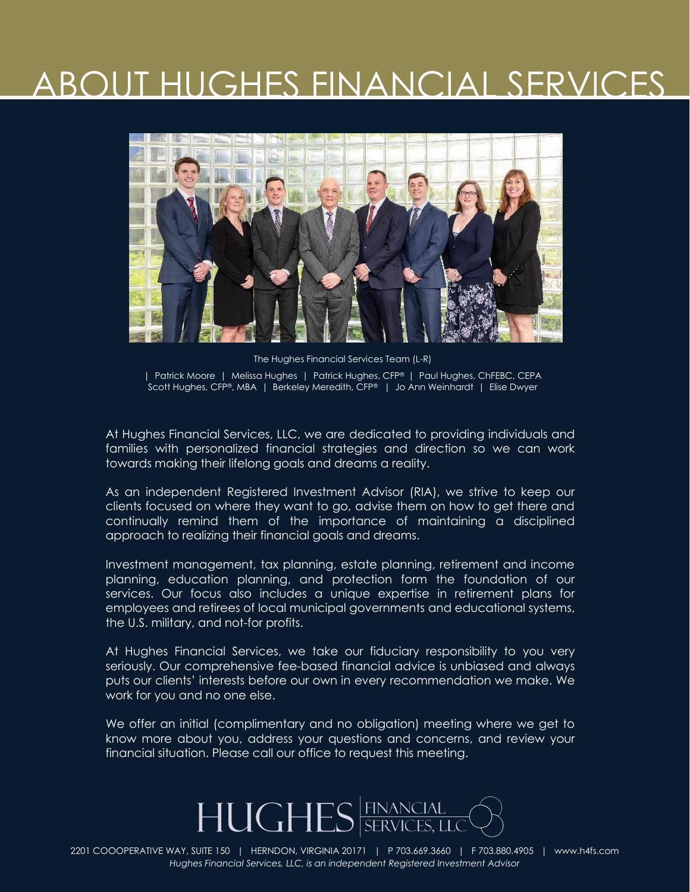# ABOUT HUGHES FINANCIAL SERVICES

The Hughes Financial Services Team (L-R)

| Patrick Moore | Melissa Hughes | Patrick Hughes, CFP® | Paul Hughes, ChFEBC, CEPA
Scott Hughes, CFP®, MBA | Berkeley Meredith, CFP® | Jo Ann Weinhardt | Elise Dwyer

At Hughes Financial Services, LLC, we are dedicated to providing individuals and families with personalized financial strategies and direction so we can work towards making their lifelong goals and dreams a reality.

As an independent Registered Investment Advisor (RIA), we strive to keep our clients focused on where they want to go, advise them on how to get there and continually remind them of the importance of maintaining a disciplined approach to realizing their financial goals and dreams.

Investment management, tax planning, estate planning, retirement and income planning, education planning, and protection form the foundation of our services. Our focus also includes a unique expertise in retirement plans for employees and retirees of local municipal governments and educational systems, the U.S. military, and not-for profits.

At Hughes Financial Services, we take our fiduciary responsibility to you very seriously. Our comprehensive fee-based financial advice is unbiased and always puts our clients' interests before our own in every recommendation we make. We work for you and no one else.

We offer an initial (complimentary and no obligation) meeting where we get to know more about you, address your questions and concerns, and review your financial situation. Please call our office to request this meeting.

HUGHES FINANCIAL SERVICES, LLC

2201 COOOPERATIVE WAY, SUITE 150 | HERNDON, VIRGINIA 20171 | P 703.669.3660 | F 703.880.4905 | www.h4fs.com

*Hughes Financial Services, LLC, is an independent Registered Investment Advisor*